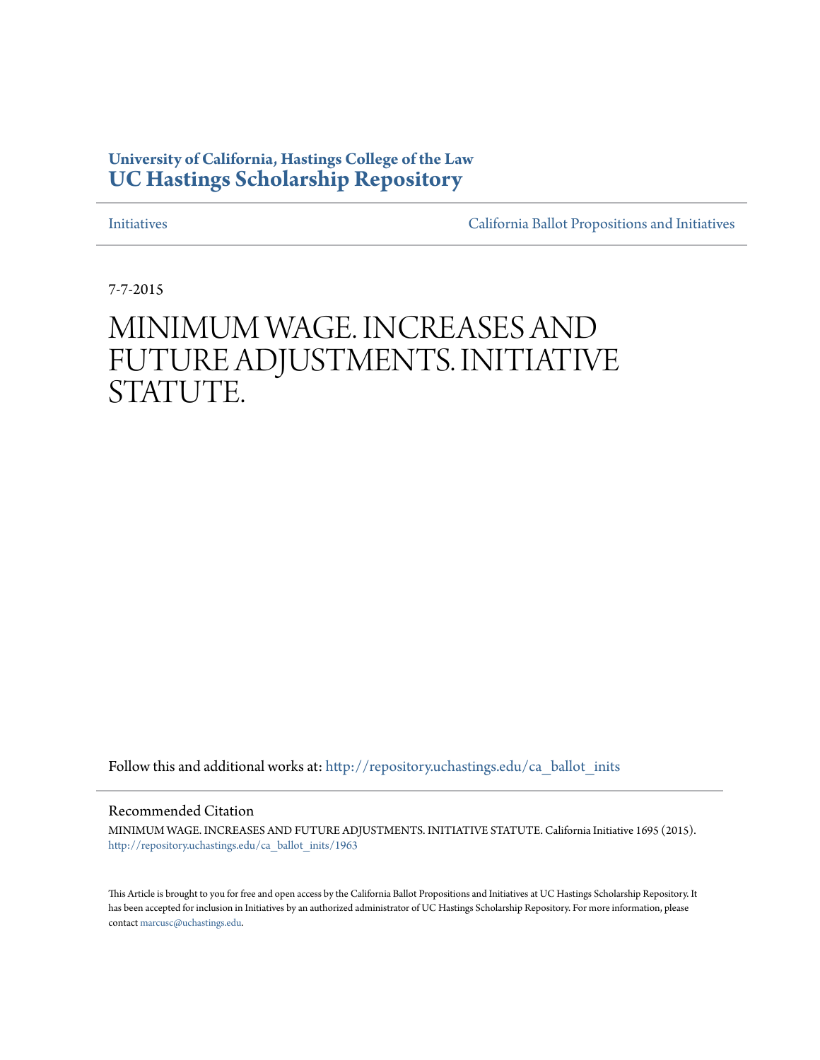**University of California, Hastings College of the Law**
**UC Hastings Scholarship Repository**

Initiatives | California Ballot Propositions and Initiatives

7-7-2015

# MINIMUM WAGE. INCREASES AND FUTURE ADJUSTMENTS. INITIATIVE STATUTE.

Follow this and additional works at: http://repository.uchastings.edu/ca_ballot_inits

## Recommended Citation

MINIMUM WAGE. INCREASES AND FUTURE ADJUSTMENTS. INITIATIVE STATUTE. California Initiative 1695 (2015).
http://repository.uchastings.edu/ca_ballot_inits/1963

This Article is brought to you for free and open access by the California Ballot Propositions and Initiatives at UC Hastings Scholarship Repository. It has been accepted for inclusion in Initiatives by an authorized administrator of UC Hastings Scholarship Repository. For more information, please contact marcusc@uchastings.edu.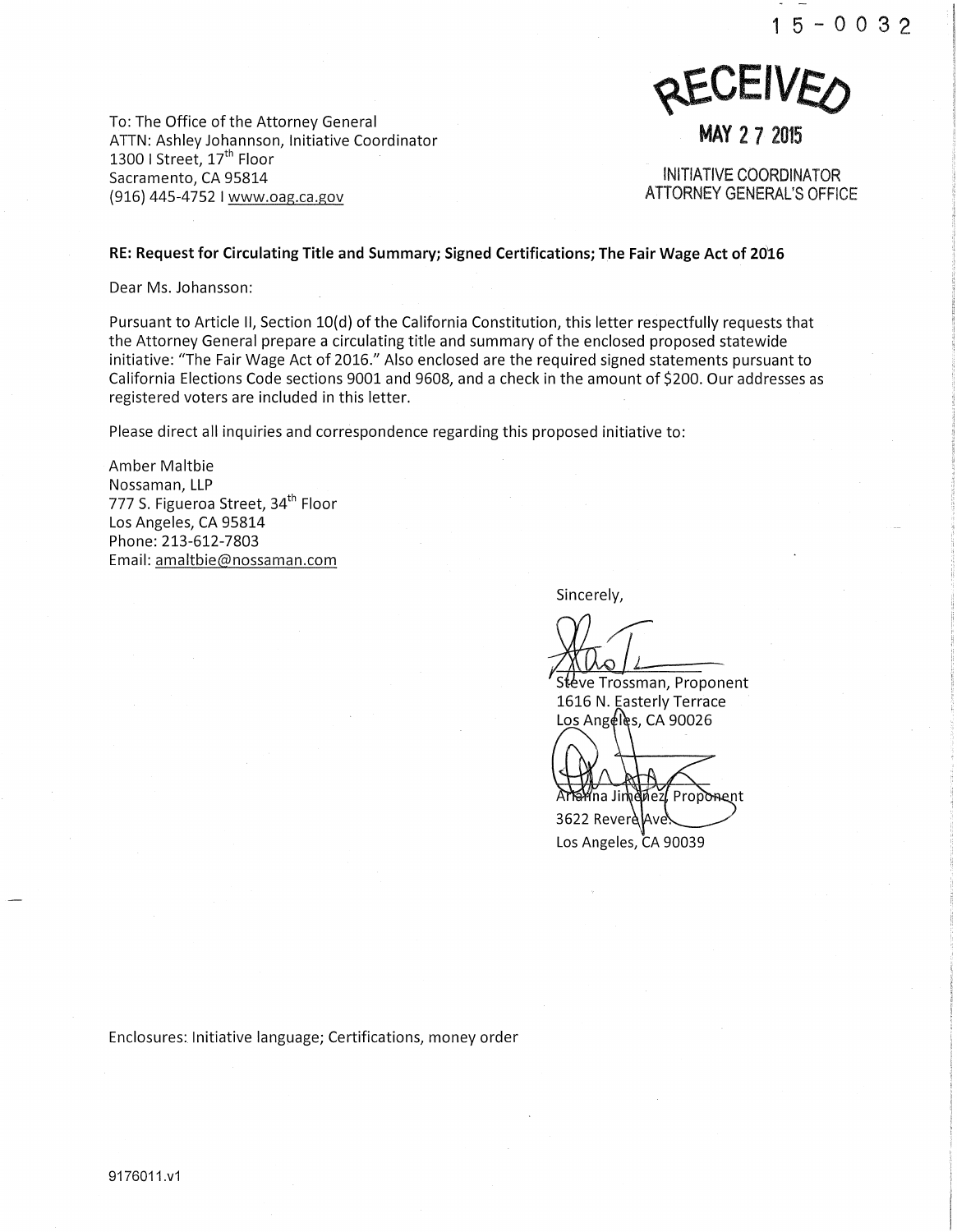15-0032

RECEIVED

MAY 27 2015

INITIATIVE COORDINATOR
ATTORNEY GENERAL'S OFFICE

To: The Office of the Attorney General
ATTN: Ashley Johannson, Initiative Coordinator
1300 I Street, 17th Floor
Sacramento, CA 95814
(916) 445-4752 I www.oag.ca.gov

**RE: Request for Circulating Title and Summary; Signed Certifications; The Fair Wage Act of 2016**

Dear Ms. Johansson:

Pursuant to Article II, Section 10(d) of the California Constitution, this letter respectfully requests that the Attorney General prepare a circulating title and summary of the enclosed proposed statewide initiative: "The Fair Wage Act of 2016." Also enclosed are the required signed statements pursuant to California Elections Code sections 9001 and 9608, and a check in the amount of $200. Our addresses as registered voters are included in this letter.

Please direct all inquiries and correspondence regarding this proposed initiative to:

Amber Maltbie
Nossaman, LLP
777 S. Figueroa Street, 34th Floor
Los Angeles, CA 95814
Phone: 213-612-7803
Email: amaltbie@nossaman.com

Sincerely,

Steve Trossman, Proponent
1616 N. Easterly Terrace
Los Angeles, CA 90026

Arianna Jimenez, Proponent
3622 Revere Ave.
Los Angeles, CA 90039

Enclosures: Initiative language; Certifications, money order

9176011.v1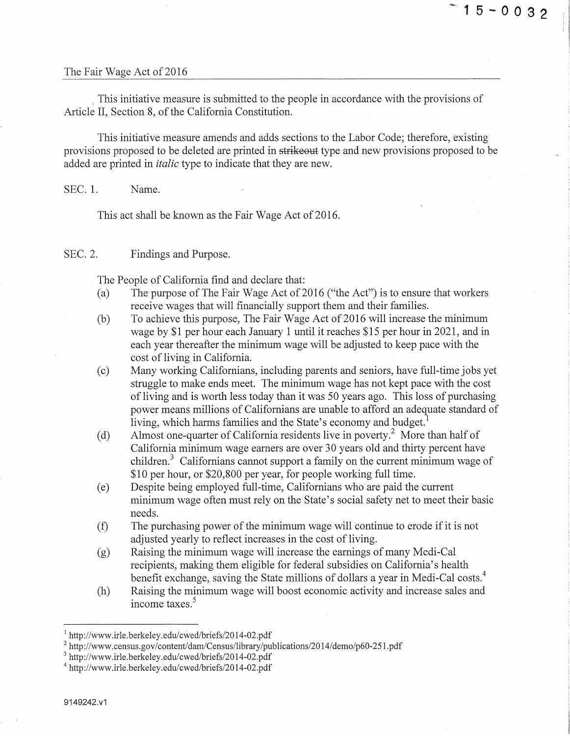The Fair Wage Act of 2016

This initiative measure is submitted to the people in accordance with the provisions of Article II, Section 8, of the California Constitution.

This initiative measure amends and adds sections to the Labor Code; therefore, existing provisions proposed to be deleted are printed in ~~strikeout~~ type and new provisions proposed to be added are printed in *italic* type to indicate that they are new.

SEC. 1. Name.

This act shall be known as the Fair Wage Act of 2016.

SEC. 2. Findings and Purpose.

The People of California find and declare that:

(a) The purpose of The Fair Wage Act of 2016 ("the Act") is to ensure that workers receive wages that will financially support them and their families.

(b) To achieve this purpose, The Fair Wage Act of 2016 will increase the minimum wage by $1 per hour each January 1 until it reaches $15 per hour in 2021, and in each year thereafter the minimum wage will be adjusted to keep pace with the cost of living in California.

(c) Many working Californians, including parents and seniors, have full-time jobs yet struggle to make ends meet. The minimum wage has not kept pace with the cost of living and is worth less today than it was 50 years ago. This loss of purchasing power means millions of Californians are unable to afford an adequate standard of living, which harms families and the State's economy and budget.[1]

(d) Almost one-quarter of California residents live in poverty.[2] More than half of California minimum wage earners are over 30 years old and thirty percent have children.[3] Californians cannot support a family on the current minimum wage of $10 per hour, or $20,800 per year, for people working full time.

(e) Despite being employed full-time, Californians who are paid the current minimum wage often must rely on the State's social safety net to meet their basic needs.

(f) The purchasing power of the minimum wage will continue to erode if it is not adjusted yearly to reflect increases in the cost of living.

(g) Raising the minimum wage will increase the earnings of many Medi-Cal recipients, making them eligible for federal subsidies on California's health benefit exchange, saving the State millions of dollars a year in Medi-Cal costs.[4]

(h) Raising the minimum wage will boost economic activity and increase sales and income taxes.[5]

---

[1] http://www.irle.berkeley.edu/cwed/briefs/2014-02.pdf

[2] http://www.census.gov/content/dam/Census/library/publications/2014/demo/p60-251.pdf

[3] http://www.irle.berkeley.edu/cwed/briefs/2014-02.pdf

[4] http://www.irle.berkeley.edu/cwed/briefs/2014-02.pdf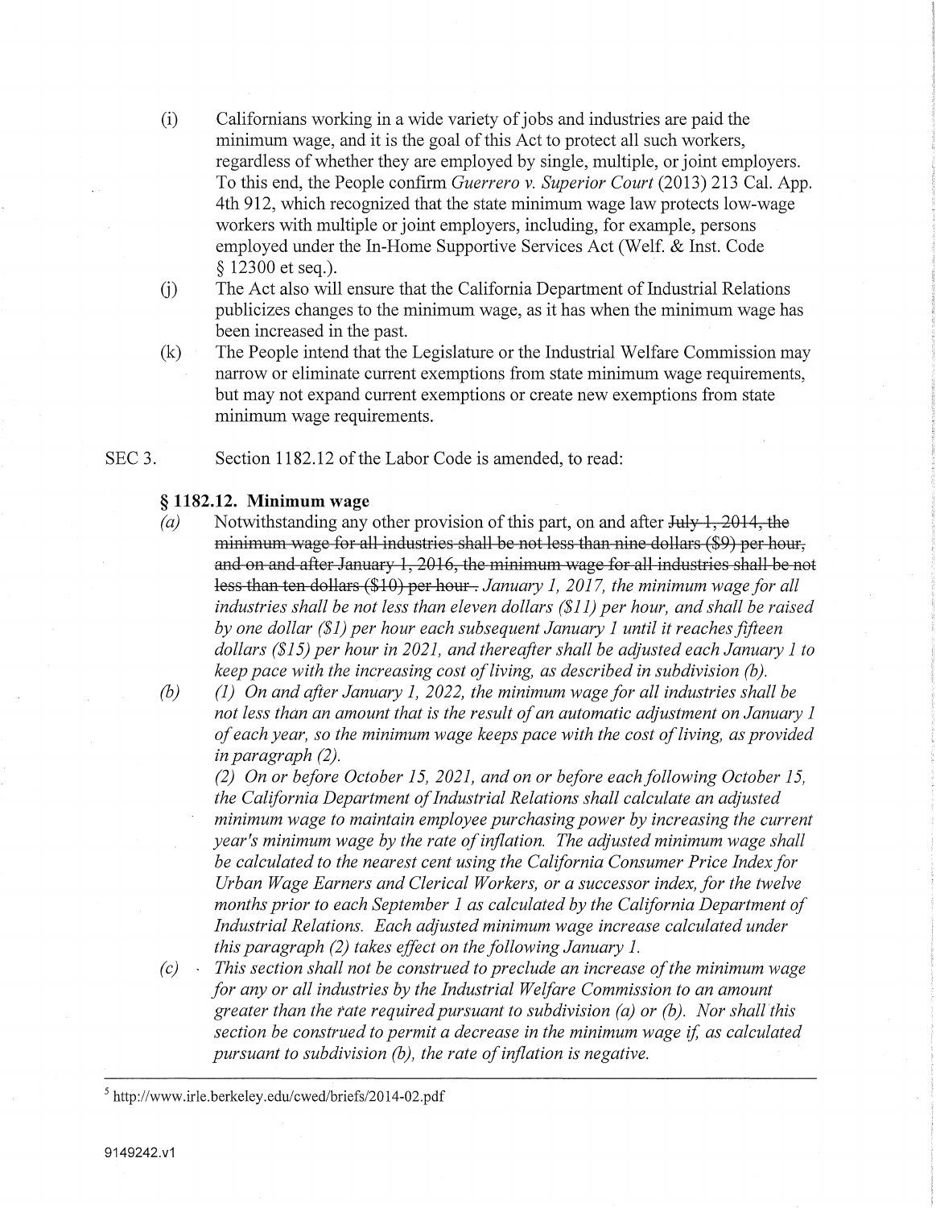(i) Californians working in a wide variety of jobs and industries are paid the minimum wage, and it is the goal of this Act to protect all such workers, regardless of whether they are employed by single, multiple, or joint employers. To this end, the People confirm *Guerrero v. Superior Court* (2013) 213 Cal. App. 4th 912, which recognized that the state minimum wage law protects low-wage workers with multiple or joint employers, including, for example, persons employed under the In-Home Supportive Services Act (Welf. & Inst. Code § 12300 et seq.).

(j) The Act also will ensure that the California Department of Industrial Relations publicizes changes to the minimum wage, as it has when the minimum wage has been increased in the past.

(k) The People intend that the Legislature or the Industrial Welfare Commission may narrow or eliminate current exemptions from state minimum wage requirements, but may not expand current exemptions or create new exemptions from state minimum wage requirements.

SEC 3. Section 1182.12 of the Labor Code is amended, to read:

**§ 1182.12. Minimum wage**

*(a)* Notwithstanding any other provision of this part, on and after ~~July 1, 2014, the minimum wage for all industries shall be not less than nine dollars ($9) per hour, and on and after January 1, 2016, the minimum wage for all industries shall be not less than ten dollars ($10) per hour.~~ *January 1, 2017, the minimum wage for all industries shall be not less than eleven dollars ($11) per hour, and shall be raised by one dollar ($1) per hour each subsequent January 1 until it reaches fifteen dollars ($15) per hour in 2021, and thereafter shall be adjusted each January 1 to keep pace with the increasing cost of living, as described in subdivision (b).*

*(b)* *(1) On and after January 1, 2022, the minimum wage for all industries shall be not less than an amount that is the result of an automatic adjustment on January 1 of each year, so the minimum wage keeps pace with the cost of living, as provided in paragraph (2).*

*(2) On or before October 15, 2021, and on or before each following October 15, the California Department of Industrial Relations shall calculate an adjusted minimum wage to maintain employee purchasing power by increasing the current year's minimum wage by the rate of inflation. The adjusted minimum wage shall be calculated to the nearest cent using the California Consumer Price Index for Urban Wage Earners and Clerical Workers, or a successor index, for the twelve months prior to each September 1 as calculated by the California Department of Industrial Relations. Each adjusted minimum wage increase calculated under this paragraph (2) takes effect on the following January 1.*

*(c)* *This section shall not be construed to preclude an increase of the minimum wage for any or all industries by the Industrial Welfare Commission to an amount greater than the rate required pursuant to subdivision (a) or (b). Nor shall this section be construed to permit a decrease in the minimum wage if, as calculated pursuant to subdivision (b), the rate of inflation is negative.*

---

[5] http://www.irle.berkeley.edu/cwed/briefs/2014-02.pdf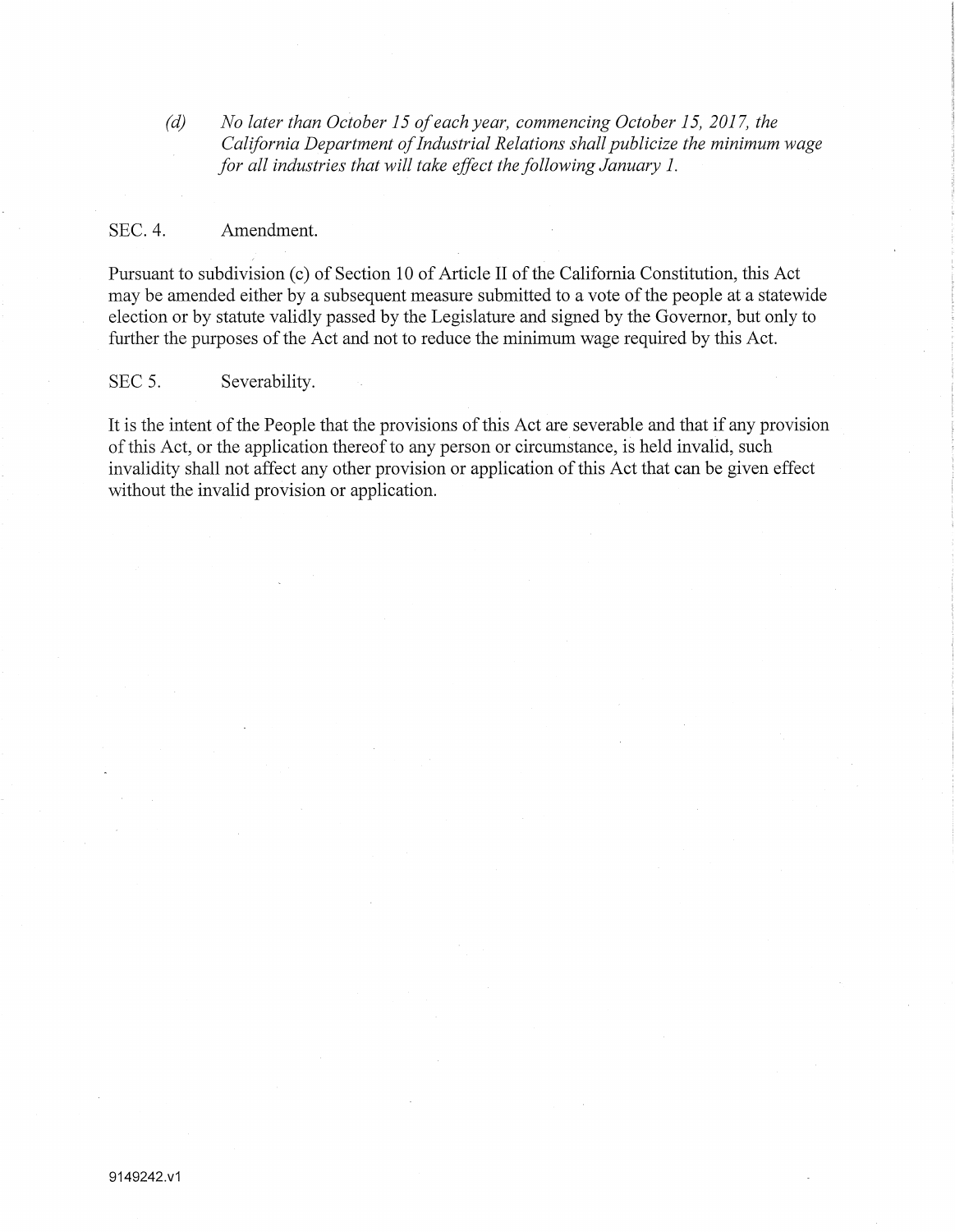*(d) No later than October 15 of each year, commencing October 15, 2017, the California Department of Industrial Relations shall publicize the minimum wage for all industries that will take effect the following January 1.*

SEC. 4. Amendment.

Pursuant to subdivision (c) of Section 10 of Article II of the California Constitution, this Act may be amended either by a subsequent measure submitted to a vote of the people at a statewide election or by statute validly passed by the Legislature and signed by the Governor, but only to further the purposes of the Act and not to reduce the minimum wage required by this Act.

SEC 5. Severability.

It is the intent of the People that the provisions of this Act are severable and that if any provision of this Act, or the application thereof to any person or circumstance, is held invalid, such invalidity shall not affect any other provision or application of this Act that can be given effect without the invalid provision or application.

9149242.v1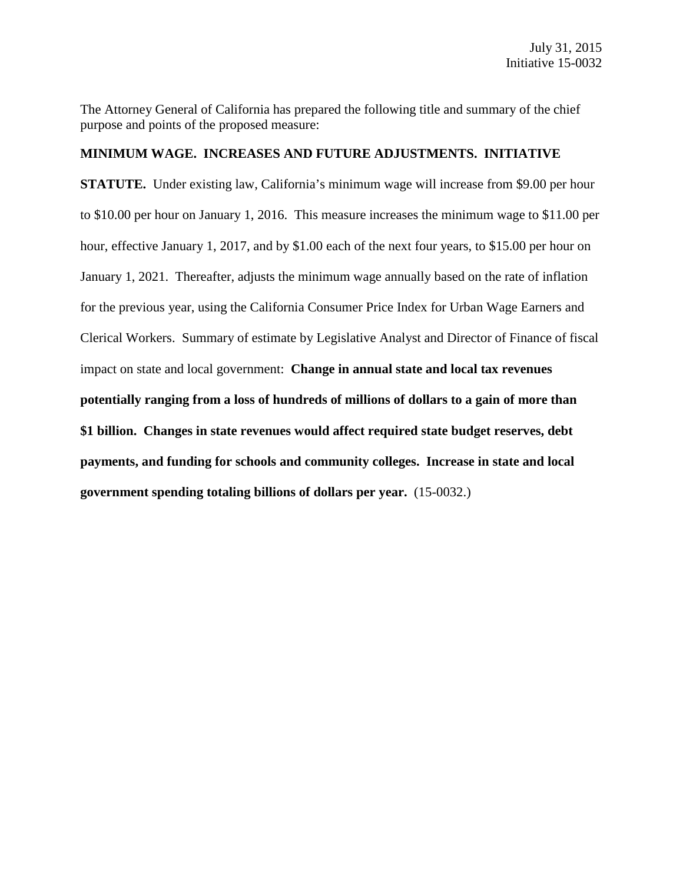July 31, 2015
Initiative 15-0032

The Attorney General of California has prepared the following title and summary of the chief purpose and points of the proposed measure:

**MINIMUM WAGE. INCREASES AND FUTURE ADJUSTMENTS. INITIATIVE STATUTE.** Under existing law, California's minimum wage will increase from $9.00 per hour to $10.00 per hour on January 1, 2016. This measure increases the minimum wage to $11.00 per hour, effective January 1, 2017, and by $1.00 each of the next four years, to $15.00 per hour on January 1, 2021. Thereafter, adjusts the minimum wage annually based on the rate of inflation for the previous year, using the California Consumer Price Index for Urban Wage Earners and Clerical Workers. Summary of estimate by Legislative Analyst and Director of Finance of fiscal impact on state and local government: **Change in annual state and local tax revenues potentially ranging from a loss of hundreds of millions of dollars to a gain of more than $1 billion. Changes in state revenues would affect required state budget reserves, debt payments, and funding for schools and community colleges. Increase in state and local government spending totaling billions of dollars per year.** (15-0032.)